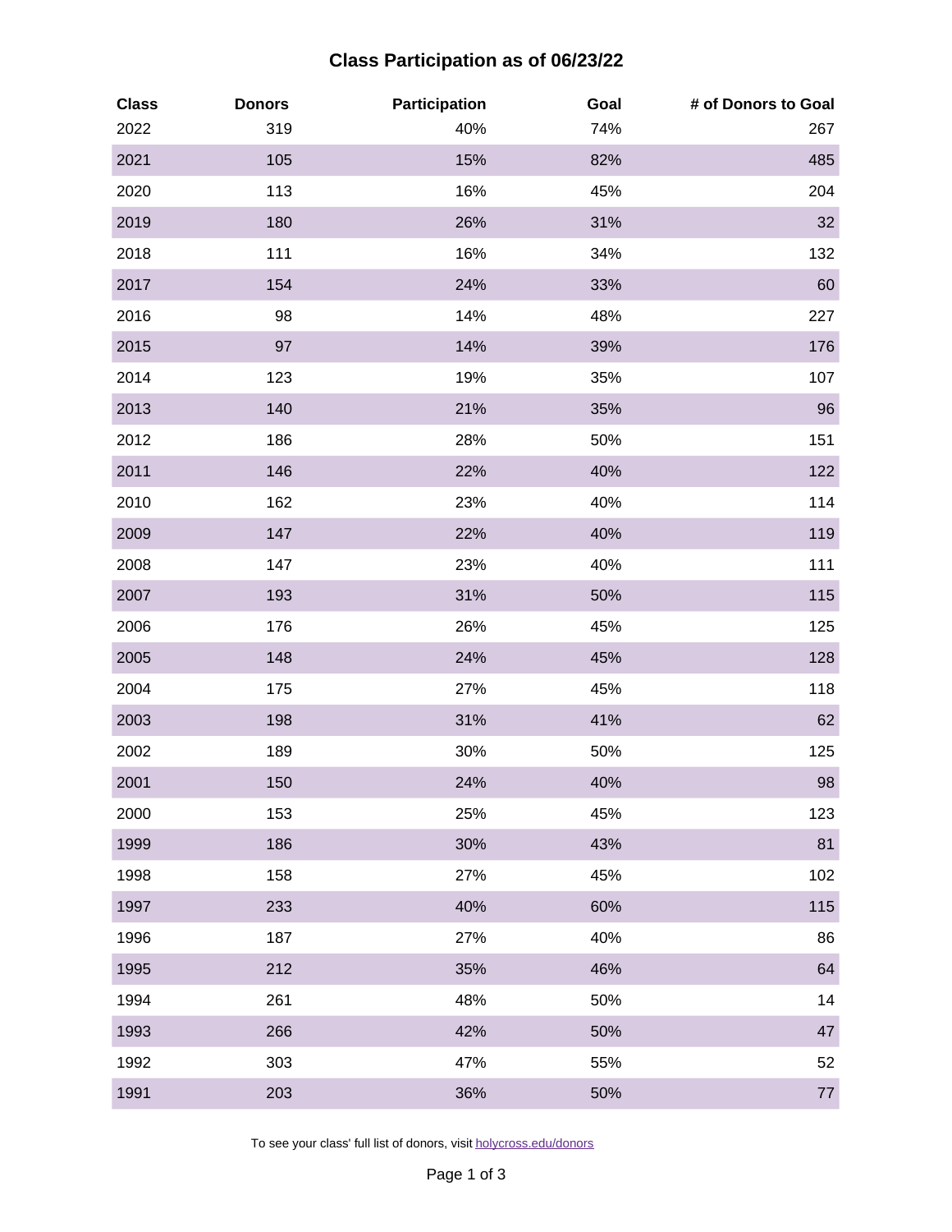# Class Participation as of 06/23/22

| Class | Donors | Participation | Goal | # of Donors to Goal |
|---|---|---|---|---|
| 2022 | 319 | 40% | 74% | 267 |
| 2021 | 105 | 15% | 82% | 485 |
| 2020 | 113 | 16% | 45% | 204 |
| 2019 | 180 | 26% | 31% | 32 |
| 2018 | 111 | 16% | 34% | 132 |
| 2017 | 154 | 24% | 33% | 60 |
| 2016 | 98 | 14% | 48% | 227 |
| 2015 | 97 | 14% | 39% | 176 |
| 2014 | 123 | 19% | 35% | 107 |
| 2013 | 140 | 21% | 35% | 96 |
| 2012 | 186 | 28% | 50% | 151 |
| 2011 | 146 | 22% | 40% | 122 |
| 2010 | 162 | 23% | 40% | 114 |
| 2009 | 147 | 22% | 40% | 119 |
| 2008 | 147 | 23% | 40% | 111 |
| 2007 | 193 | 31% | 50% | 115 |
| 2006 | 176 | 26% | 45% | 125 |
| 2005 | 148 | 24% | 45% | 128 |
| 2004 | 175 | 27% | 45% | 118 |
| 2003 | 198 | 31% | 41% | 62 |
| 2002 | 189 | 30% | 50% | 125 |
| 2001 | 150 | 24% | 40% | 98 |
| 2000 | 153 | 25% | 45% | 123 |
| 1999 | 186 | 30% | 43% | 81 |
| 1998 | 158 | 27% | 45% | 102 |
| 1997 | 233 | 40% | 60% | 115 |
| 1996 | 187 | 27% | 40% | 86 |
| 1995 | 212 | 35% | 46% | 64 |
| 1994 | 261 | 48% | 50% | 14 |
| 1993 | 266 | 42% | 50% | 47 |
| 1992 | 303 | 47% | 55% | 52 |
| 1991 | 203 | 36% | 50% | 77 |

To see your class' full list of donors, visit holycross.edu/donors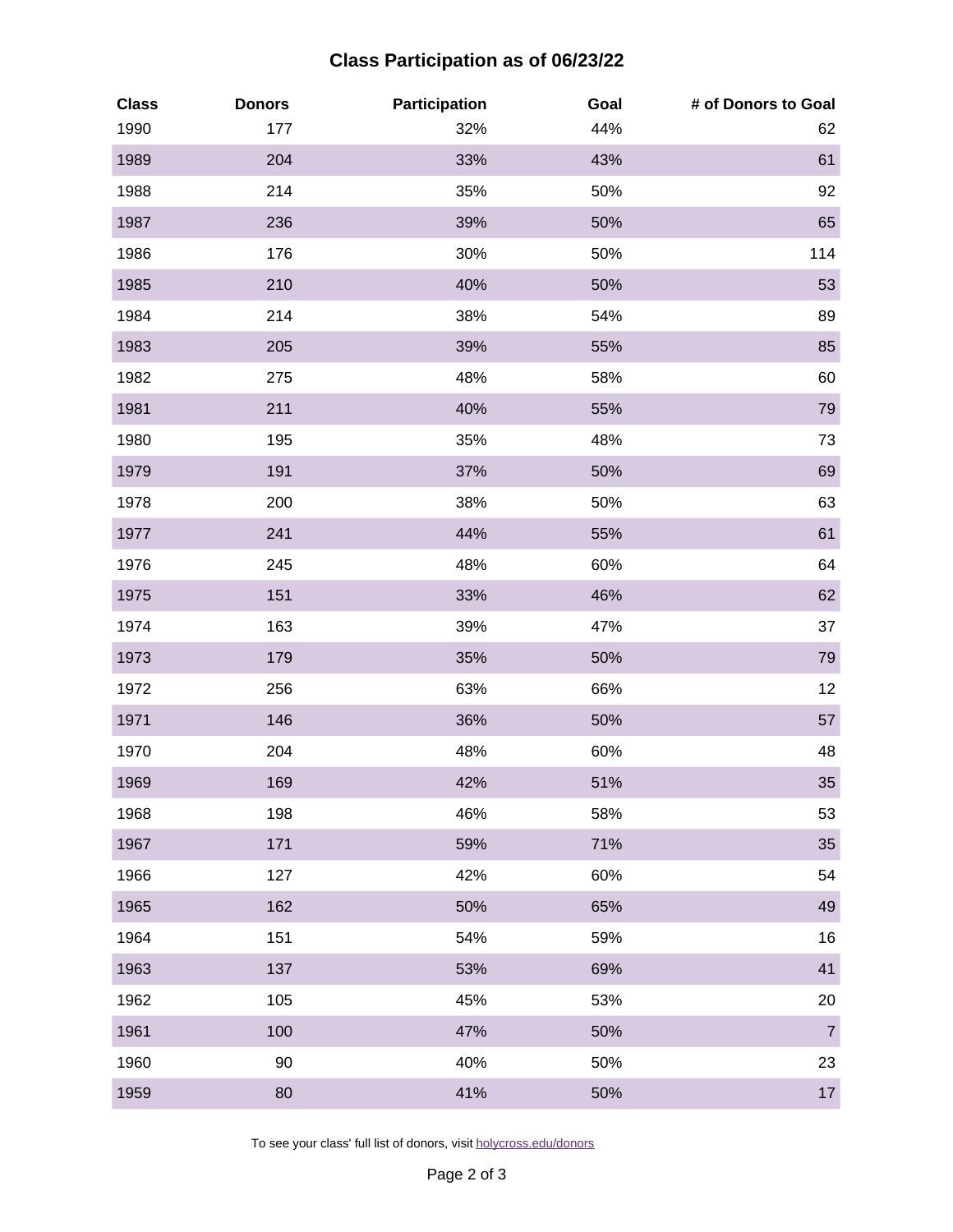## Class Participation as of 06/23/22

| Class | Donors | Participation | Goal | # of Donors to Goal |
|---|---|---|---|---|
| 1990 | 177 | 32% | 44% | 62 |
| 1989 | 204 | 33% | 43% | 61 |
| 1988 | 214 | 35% | 50% | 92 |
| 1987 | 236 | 39% | 50% | 65 |
| 1986 | 176 | 30% | 50% | 114 |
| 1985 | 210 | 40% | 50% | 53 |
| 1984 | 214 | 38% | 54% | 89 |
| 1983 | 205 | 39% | 55% | 85 |
| 1982 | 275 | 48% | 58% | 60 |
| 1981 | 211 | 40% | 55% | 79 |
| 1980 | 195 | 35% | 48% | 73 |
| 1979 | 191 | 37% | 50% | 69 |
| 1978 | 200 | 38% | 50% | 63 |
| 1977 | 241 | 44% | 55% | 61 |
| 1976 | 245 | 48% | 60% | 64 |
| 1975 | 151 | 33% | 46% | 62 |
| 1974 | 163 | 39% | 47% | 37 |
| 1973 | 179 | 35% | 50% | 79 |
| 1972 | 256 | 63% | 66% | 12 |
| 1971 | 146 | 36% | 50% | 57 |
| 1970 | 204 | 48% | 60% | 48 |
| 1969 | 169 | 42% | 51% | 35 |
| 1968 | 198 | 46% | 58% | 53 |
| 1967 | 171 | 59% | 71% | 35 |
| 1966 | 127 | 42% | 60% | 54 |
| 1965 | 162 | 50% | 65% | 49 |
| 1964 | 151 | 54% | 59% | 16 |
| 1963 | 137 | 53% | 69% | 41 |
| 1962 | 105 | 45% | 53% | 20 |
| 1961 | 100 | 47% | 50% | 7 |
| 1960 | 90 | 40% | 50% | 23 |
| 1959 | 80 | 41% | 50% | 17 |

To see your class' full list of donors, visit holycross.edu/donors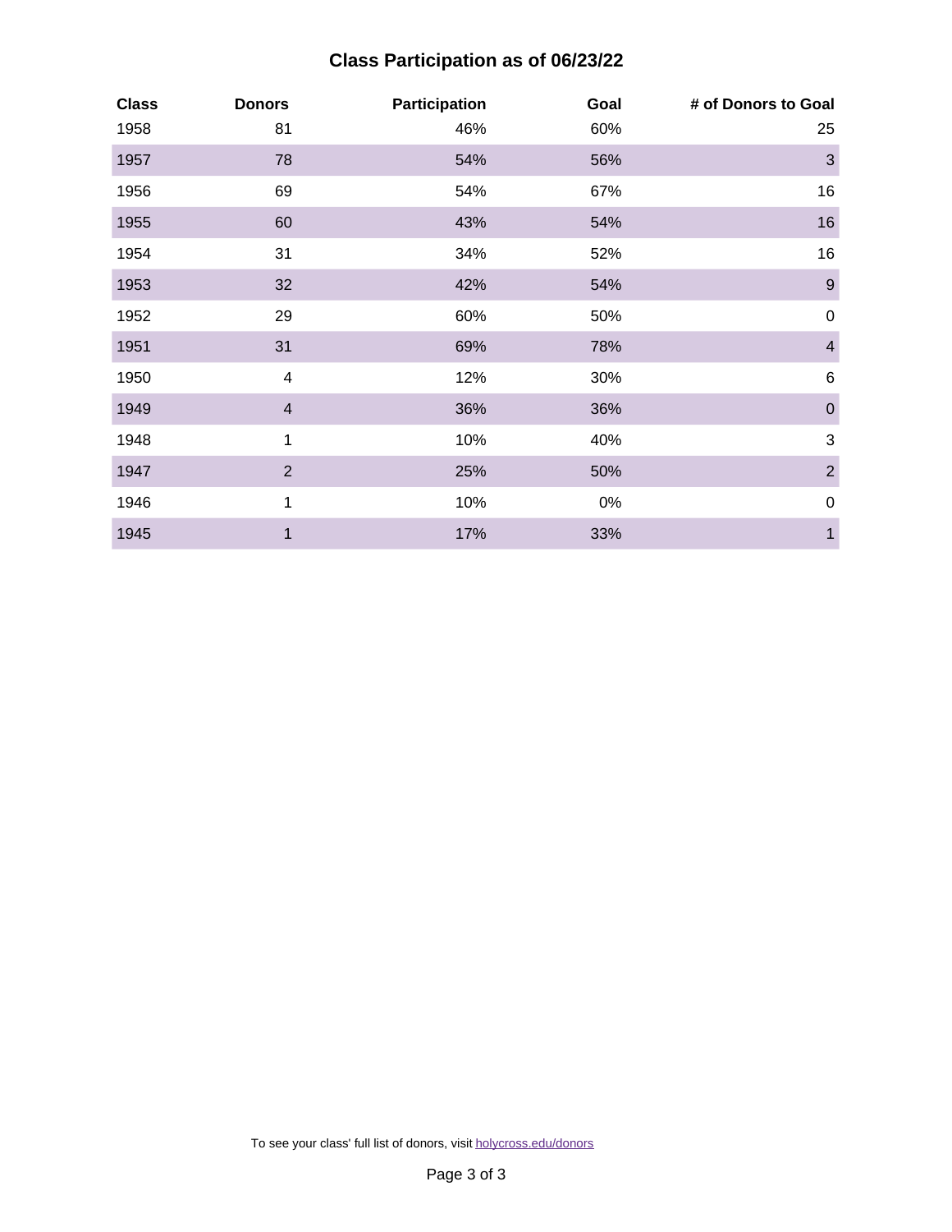## Class Participation as of 06/23/22

| Class | Donors | Participation | Goal | # of Donors to Goal |
|---|---|---|---|---|
| 1958 | 81 | 46% | 60% | 25 |
| 1957 | 78 | 54% | 56% | 3 |
| 1956 | 69 | 54% | 67% | 16 |
| 1955 | 60 | 43% | 54% | 16 |
| 1954 | 31 | 34% | 52% | 16 |
| 1953 | 32 | 42% | 54% | 9 |
| 1952 | 29 | 60% | 50% | 0 |
| 1951 | 31 | 69% | 78% | 4 |
| 1950 | 4 | 12% | 30% | 6 |
| 1949 | 4 | 36% | 36% | 0 |
| 1948 | 1 | 10% | 40% | 3 |
| 1947 | 2 | 25% | 50% | 2 |
| 1946 | 1 | 10% | 0% | 0 |
| 1945 | 1 | 17% | 33% | 1 |

To see your class' full list of donors, visit [holycross.edu/donors](holycross.edu/donors)